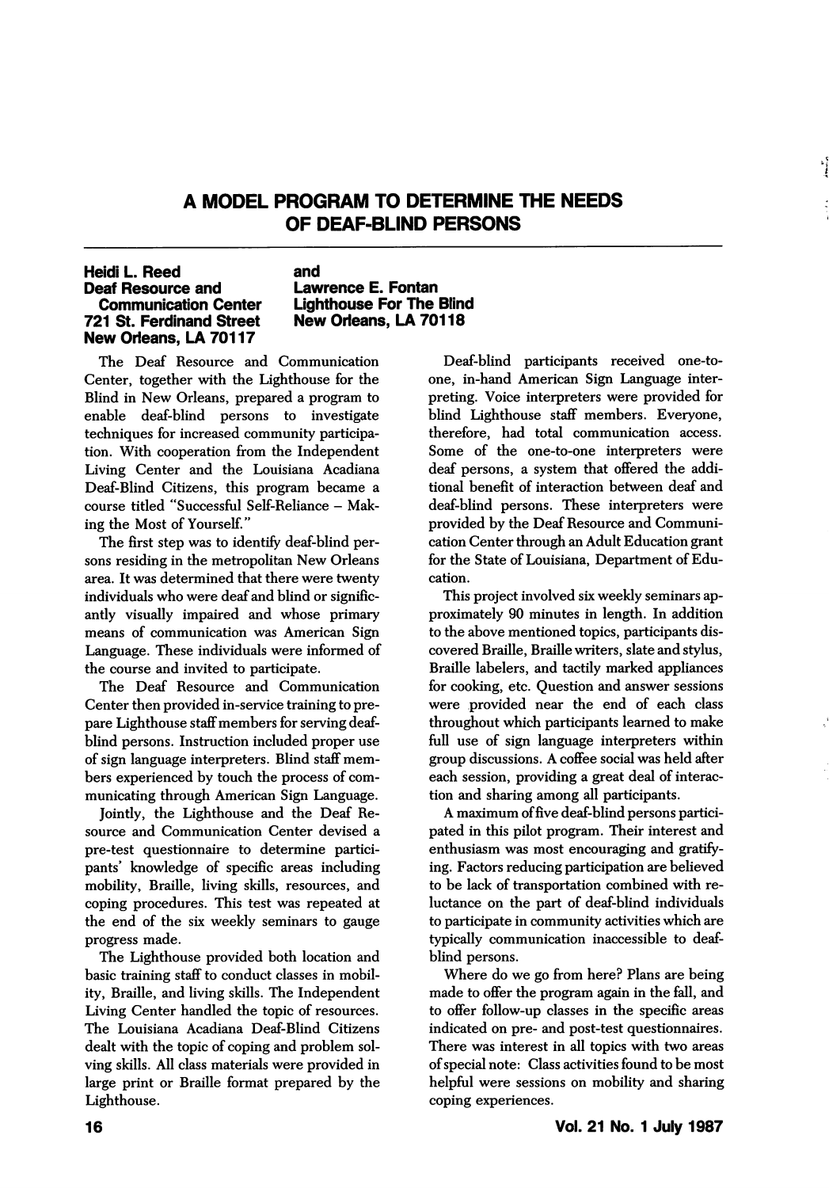# A MODEL PROGRAM TO DETERMINE THE NEEDS OF DEAF-BLIND PERSONS

**Heidi L. Reed**
**Deaf Resource and Communication Center**
**721 St. Ferdinand Street**
**New Orleans, LA 70117**

**and**

**Lawrence E. Fontan**
**Lighthouse For The Blind**
**New Orleans, LA 70118**

The Deaf Resource and Communication Center, together with the Lighthouse for the Blind in New Orleans, prepared a program to enable deaf-blind persons to investigate techniques for increased community participation. With cooperation from the Independent Living Center and the Louisiana Acadiana Deaf-Blind Citizens, this program became a course titled "Successful Self-Reliance – Making the Most of Yourself."

The first step was to identify deaf-blind persons residing in the metropolitan New Orleans area. It was determined that there were twenty individuals who were deaf and blind or significantly visually impaired and whose primary means of communication was American Sign Language. These individuals were informed of the course and invited to participate.

The Deaf Resource and Communication Center then provided in-service training to prepare Lighthouse staff members for serving deaf-blind persons. Instruction included proper use of sign language interpreters. Blind staff members experienced by touch the process of communicating through American Sign Language.

Jointly, the Lighthouse and the Deaf Resource and Communication Center devised a pre-test questionnaire to determine participants' knowledge of specific areas including mobility, Braille, living skills, resources, and coping procedures. This test was repeated at the end of the six weekly seminars to gauge progress made.

The Lighthouse provided both location and basic training staff to conduct classes in mobility, Braille, and living skills. The Independent Living Center handled the topic of resources. The Louisiana Acadiana Deaf-Blind Citizens dealt with the topic of coping and problem solving skills. All class materials were provided in large print or Braille format prepared by the Lighthouse.

Deaf-blind participants received one-to-one, in-hand American Sign Language interpreting. Voice interpreters were provided for blind Lighthouse staff members. Everyone, therefore, had total communication access. Some of the one-to-one interpreters were deaf persons, a system that offered the additional benefit of interaction between deaf and deaf-blind persons. These interpreters were provided by the Deaf Resource and Communication Center through an Adult Education grant for the State of Louisiana, Department of Education.

This project involved six weekly seminars approximately 90 minutes in length. In addition to the above mentioned topics, participants discovered Braille, Braille writers, slate and stylus, Braille labelers, and tactily marked appliances for cooking, etc. Question and answer sessions were provided near the end of each class throughout which participants learned to make full use of sign language interpreters within group discussions. A coffee social was held after each session, providing a great deal of interaction and sharing among all participants.

A maximum of five deaf-blind persons participated in this pilot program. Their interest and enthusiasm was most encouraging and gratifying. Factors reducing participation are believed to be lack of transportation combined with reluctance on the part of deaf-blind individuals to participate in community activities which are typically communication inaccessible to deaf-blind persons.

Where do we go from here? Plans are being made to offer the program again in the fall, and to offer follow-up classes in the specific areas indicated on pre- and post-test questionnaires. There was interest in all topics with two areas of special note: Class activities found to be most helpful were sessions on mobility and sharing coping experiences.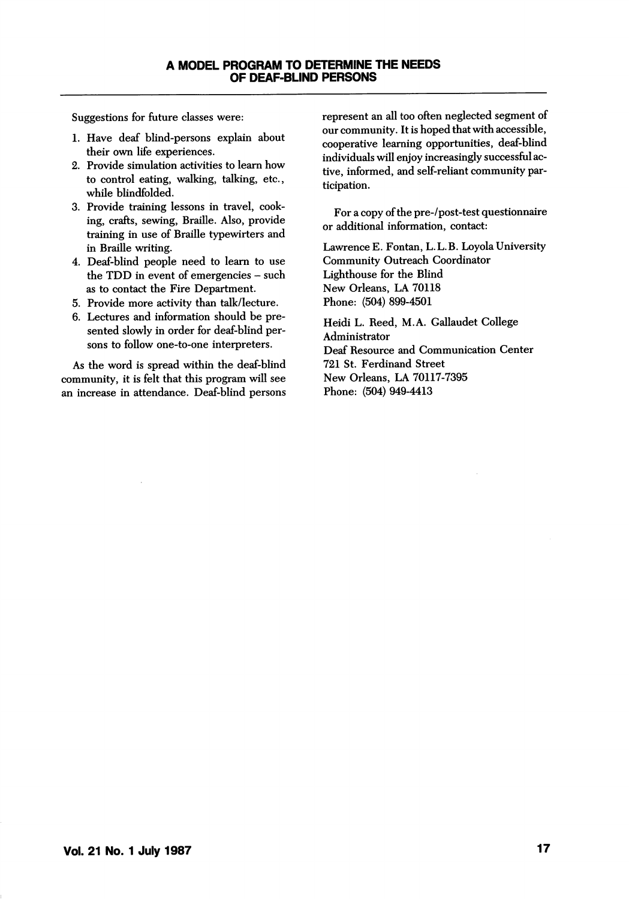Suggestions for future classes were:

1. Have deaf blind-persons explain about their own life experiences.
2. Provide simulation activities to learn how to control eating, walking, talking, etc., while blindfolded.
3. Provide training lessons in travel, cooking, crafts, sewing, Braille. Also, provide training in use of Braille typewirters and in Braille writing.
4. Deaf-blind people need to learn to use the TDD in event of emergencies – such as to contact the Fire Department.
5. Provide more activity than talk/lecture.
6. Lectures and information should be presented slowly in order for deaf-blind persons to follow one-to-one interpreters.

As the word is spread within the deaf-blind community, it is felt that this program will see an increase in attendance. Deaf-blind persons represent an all too often neglected segment of our community. It is hoped that with accessible, cooperative learning opportunities, deaf-blind individuals will enjoy increasingly successful active, informed, and self-reliant community participation.

For a copy of the pre-/post-test questionnaire or additional information, contact:

Lawrence E. Fontan, L.L.B. Loyola University
Community Outreach Coordinator
Lighthouse for the Blind
New Orleans, LA 70118
Phone: (504) 899-4501

Heidi L. Reed, M.A. Gallaudet College
Administrator
Deaf Resource and Communication Center
721 St. Ferdinand Street
New Orleans, LA 70117-7395
Phone: (504) 949-4413